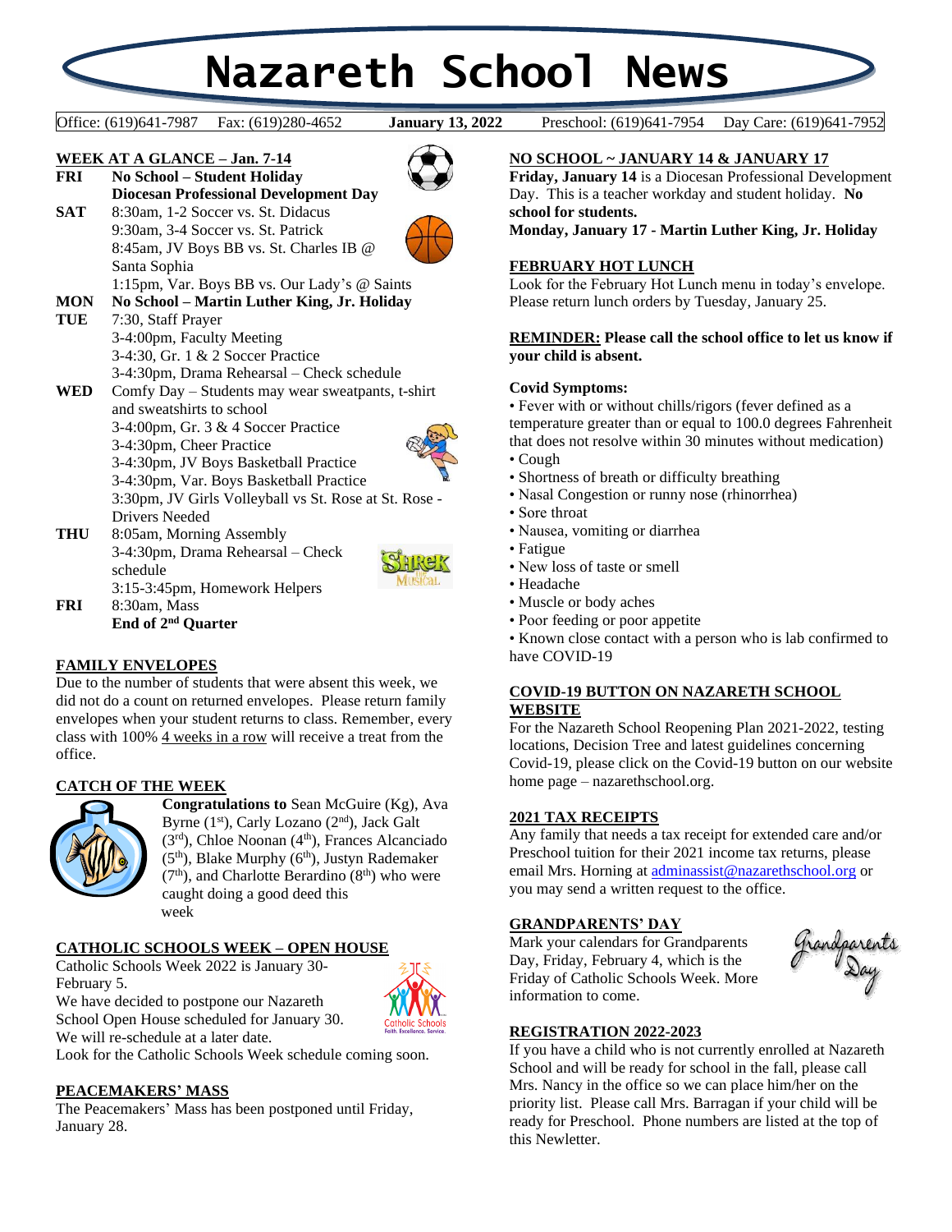# Nazareth School News

Office: (619)641-7987 Fax: (619)280-4652 **January 13, 2022** Preschool: (619)641-7954 Day Care: (619)641-7952

## WEEK AT A GLANCE – Jan. 7-14

**FRI** **No School – Student Holiday**
**Diocesan Professional Development Day**

**SAT** 8:30am, 1-2 Soccer vs. St. Didacus
9:30am, 3-4 Soccer vs. St. Patrick
8:45am, JV Boys BB vs. St. Charles IB @ Santa Sophia
1:15pm, Var. Boys BB vs. Our Lady's @ Saints

**MON** **No School – Martin Luther King, Jr. Holiday**

**TUE** 7:30, Staff Prayer
3-4:00pm, Faculty Meeting
3-4:30, Gr. 1 & 2 Soccer Practice
3-4:30pm, Drama Rehearsal – Check schedule

**WED** Comfy Day – Students may wear sweatpants, t-shirt and sweatshirts to school
3-4:00pm, Gr. 3 & 4 Soccer Practice
3-4:30pm, Cheer Practice
3-4:30pm, JV Boys Basketball Practice
3-4:30pm, Var. Boys Basketball Practice
3:30pm, JV Girls Volleyball vs St. Rose at St. Rose - Drivers Needed

**THU** 8:05am, Morning Assembly
3-4:30pm, Drama Rehearsal – Check schedule
3:15-3:45pm, Homework Helpers

**FRI** 8:30am, Mass
**End of 2nd Quarter**

## FAMILY ENVELOPES

Due to the number of students that were absent this week, we did not do a count on returned envelopes. Please return family envelopes when your student returns to class. Remember, every class with 100% 4 weeks in a row will receive a treat from the office.

## CATCH OF THE WEEK

**Congratulations to** Sean McGuire (Kg), Ava Byrne (1st), Carly Lozano (2nd), Jack Galt (3rd), Chloe Noonan (4th), Frances Alcanciado (5th), Blake Murphy (6th), Justyn Rademaker (7th), and Charlotte Berardino (8th) who were caught doing a good deed this week

## CATHOLIC SCHOOLS WEEK – OPEN HOUSE

Catholic Schools Week 2022 is January 30-February 5.
We have decided to postpone our Nazareth School Open House scheduled for January 30. We will re-schedule at a later date.
Look for the Catholic Schools Week schedule coming soon.

## PEACEMAKERS' MASS

The Peacemakers' Mass has been postponed until Friday, January 28.

## NO SCHOOL ~ JANUARY 14 & JANUARY 17

**Friday, January 14** is a Diocesan Professional Development Day. This is a teacher workday and student holiday. **No school for students.**
**Monday, January 17 - Martin Luther King, Jr. Holiday**

## FEBRUARY HOT LUNCH

Look for the February Hot Lunch menu in today's envelope. Please return lunch orders by Tuesday, January 25.

**REMINDER: Please call the school office to let us know if your child is absent.**

**Covid Symptoms:**

- Fever with or without chills/rigors (fever defined as a temperature greater than or equal to 100.0 degrees Fahrenheit that does not resolve within 30 minutes without medication)
- Cough
- Shortness of breath or difficulty breathing
- Nasal Congestion or runny nose (rhinorrhea)
- Sore throat
- Nausea, vomiting or diarrhea
- Fatigue
- New loss of taste or smell
- Headache
- Muscle or body aches
- Poor feeding or poor appetite
- Known close contact with a person who is lab confirmed to have COVID-19

## COVID-19 BUTTON ON NAZARETH SCHOOL WEBSITE

For the Nazareth School Reopening Plan 2021-2022, testing locations, Decision Tree and latest guidelines concerning Covid-19, please click on the Covid-19 button on our website home page – nazarethschool.org.

## 2021 TAX RECEIPTS

Any family that needs a tax receipt for extended care and/or Preschool tuition for their 2021 income tax returns, please email Mrs. Horning at adminassist@nazarethschool.org or you may send a written request to the office.

## GRANDPARENTS' DAY

Mark your calendars for Grandparents Day, Friday, February 4, which is the Friday of Catholic Schools Week. More information to come.

## REGISTRATION 2022-2023

If you have a child who is not currently enrolled at Nazareth School and will be ready for school in the fall, please call Mrs. Nancy in the office so we can place him/her on the priority list. Please call Mrs. Barragan if your child will be ready for Preschool. Phone numbers are listed at the top of this Newletter.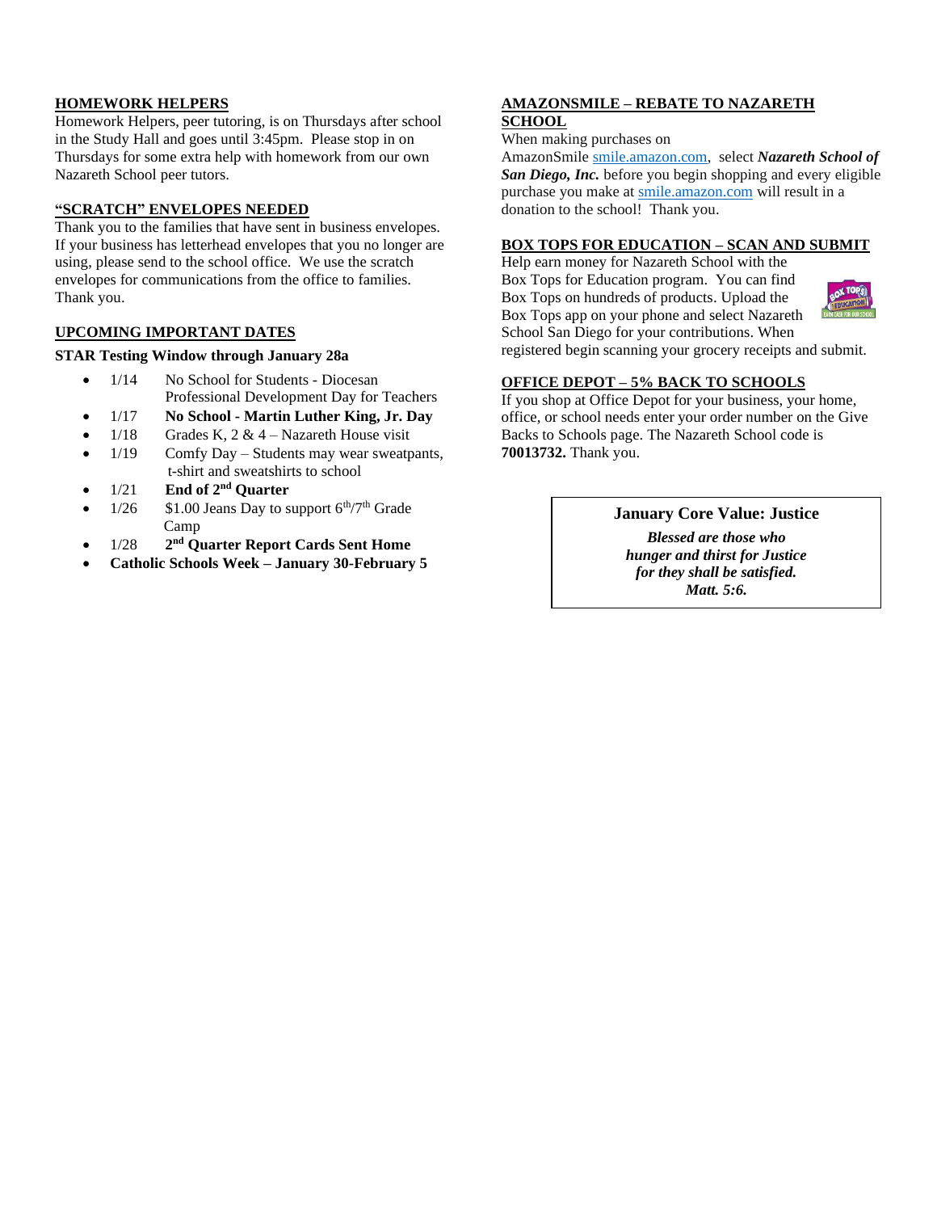## HOMEWORK HELPERS

Homework Helpers, peer tutoring, is on Thursdays after school in the Study Hall and goes until 3:45pm. Please stop in on Thursdays for some extra help with homework from our own Nazareth School peer tutors.

## "SCRATCH" ENVELOPES NEEDED

Thank you to the families that have sent in business envelopes. If your business has letterhead envelopes that you no longer are using, please send to the school office. We use the scratch envelopes for communications from the office to families. Thank you.

## UPCOMING IMPORTANT DATES

**STAR Testing Window through January 28a**

- 1/14 No School for Students - Diocesan Professional Development Day for Teachers
- 1/17 **No School - Martin Luther King, Jr. Day**
- 1/18 Grades K, 2 & 4 – Nazareth House visit
- 1/19 Comfy Day – Students may wear sweatpants, t-shirt and sweatshirts to school
- 1/21 **End of 2nd Quarter**
- 1/26 $1.00 Jeans Day to support 6th/7th Grade Camp
- 1/28 **2nd Quarter Report Cards Sent Home**
- **Catholic Schools Week – January 30-February 5**

## AMAZONSMILE – REBATE TO NAZARETH SCHOOL

When making purchases on AmazonSmile smile.amazon.com, select ***Nazareth School of San Diego, Inc.*** before you begin shopping and every eligible purchase you make at smile.amazon.com will result in a donation to the school! Thank you.

## BOX TOPS FOR EDUCATION – SCAN AND SUBMIT

Help earn money for Nazareth School with the Box Tops for Education program. You can find Box Tops on hundreds of products. Upload the Box Tops app on your phone and select Nazareth School San Diego for your contributions. When registered begin scanning your grocery receipts and submit.

## OFFICE DEPOT – 5% BACK TO SCHOOLS

If you shop at Office Depot for your business, your home, office, or school needs enter your order number on the Give Backs to Schools page. The Nazareth School code is **70013732.** Thank you.

**January Core Value: Justice**

***Blessed are those who hunger and thirst for Justice for they shall be satisfied. Matt. 5:6.***